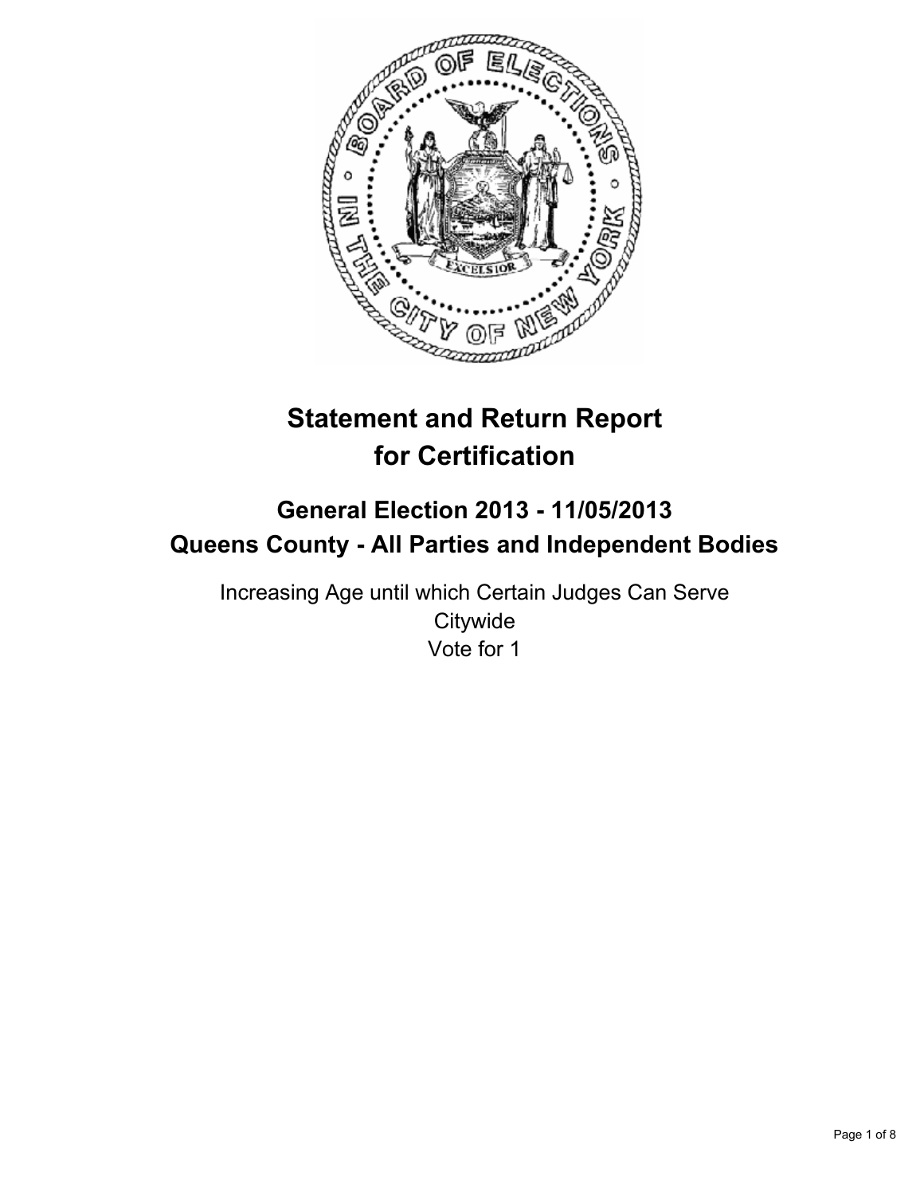# Statement and Return Report for Certification

## General Election 2013 - 11/05/2013
## Queens County - All Parties and Independent Bodies

Increasing Age until which Certain Judges Can Serve
Citywide
Vote for 1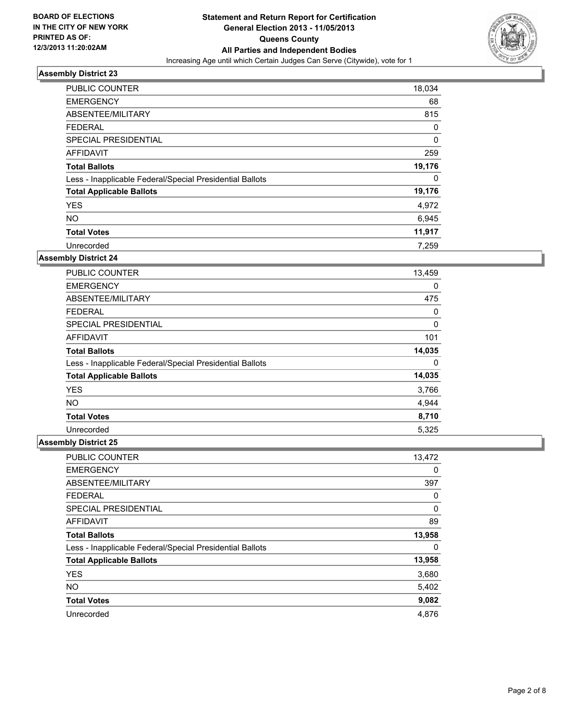**BOARD OF ELECTIONS IN THE CITY OF NEW YORK PRINTED AS OF: 12/3/2013 11:20:02AM**

# Statement and Return Report for Certification
## General Election 2013 - 11/05/2013
## Queens County
## All Parties and Independent Bodies
Increasing Age until which Certain Judges Can Serve (Citywide), vote for 1

### Assembly District 23

| | |
|---|---|
| PUBLIC COUNTER | 18,034 |
| EMERGENCY | 68 |
| ABSENTEE/MILITARY | 815 |
| FEDERAL | 0 |
| SPECIAL PRESIDENTIAL | 0 |
| AFFIDAVIT | 259 |
| **Total Ballots** | **19,176** |
| Less - Inapplicable Federal/Special Presidential Ballots | 0 |
| **Total Applicable Ballots** | **19,176** |
| YES | 4,972 |
| NO | 6,945 |
| **Total Votes** | **11,917** |
| Unrecorded | 7,259 |

### Assembly District 24

| | |
|---|---|
| PUBLIC COUNTER | 13,459 |
| EMERGENCY | 0 |
| ABSENTEE/MILITARY | 475 |
| FEDERAL | 0 |
| SPECIAL PRESIDENTIAL | 0 |
| AFFIDAVIT | 101 |
| **Total Ballots** | **14,035** |
| Less - Inapplicable Federal/Special Presidential Ballots | 0 |
| **Total Applicable Ballots** | **14,035** |
| YES | 3,766 |
| NO | 4,944 |
| **Total Votes** | **8,710** |
| Unrecorded | 5,325 |

### Assembly District 25

| | |
|---|---|
| PUBLIC COUNTER | 13,472 |
| EMERGENCY | 0 |
| ABSENTEE/MILITARY | 397 |
| FEDERAL | 0 |
| SPECIAL PRESIDENTIAL | 0 |
| AFFIDAVIT | 89 |
| **Total Ballots** | **13,958** |
| Less - Inapplicable Federal/Special Presidential Ballots | 0 |
| **Total Applicable Ballots** | **13,958** |
| YES | 3,680 |
| NO | 5,402 |
| **Total Votes** | **9,082** |
| Unrecorded | 4,876 |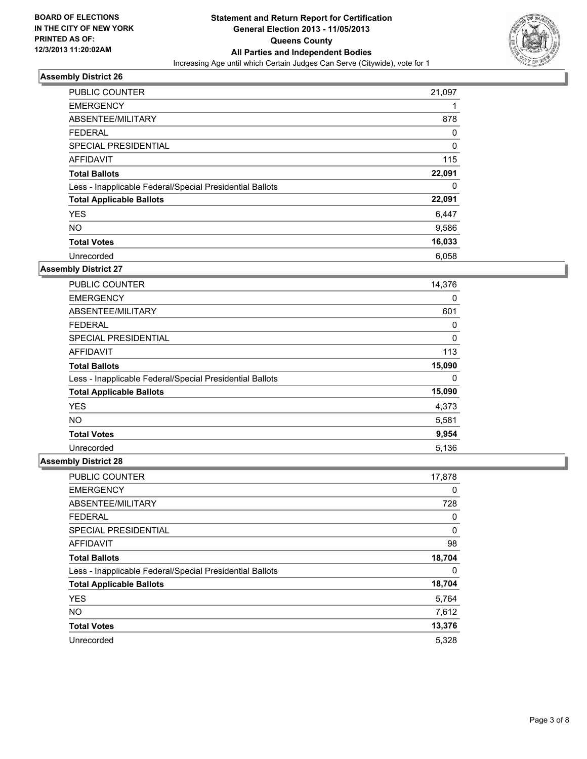BOARD OF ELECTIONS
IN THE CITY OF NEW YORK
PRINTED AS OF:
12/3/2013 11:20:02AM

**Statement and Return Report for Certification**
**General Election 2013 - 11/05/2013**
**Queens County**
**All Parties and Independent Bodies**
Increasing Age until which Certain Judges Can Serve (Citywide), vote for 1

### Assembly District 26

| | |
|---|---|
| PUBLIC COUNTER | 21,097 |
| EMERGENCY | 1 |
| ABSENTEE/MILITARY | 878 |
| FEDERAL | 0 |
| SPECIAL PRESIDENTIAL | 0 |
| AFFIDAVIT | 115 |
| **Total Ballots** | **22,091** |
| Less - Inapplicable Federal/Special Presidential Ballots | 0 |
| **Total Applicable Ballots** | **22,091** |
| YES | 6,447 |
| NO | 9,586 |
| **Total Votes** | **16,033** |
| Unrecorded | 6,058 |

### Assembly District 27

| | |
|---|---|
| PUBLIC COUNTER | 14,376 |
| EMERGENCY | 0 |
| ABSENTEE/MILITARY | 601 |
| FEDERAL | 0 |
| SPECIAL PRESIDENTIAL | 0 |
| AFFIDAVIT | 113 |
| **Total Ballots** | **15,090** |
| Less - Inapplicable Federal/Special Presidential Ballots | 0 |
| **Total Applicable Ballots** | **15,090** |
| YES | 4,373 |
| NO | 5,581 |
| **Total Votes** | **9,954** |
| Unrecorded | 5,136 |

### Assembly District 28

| | |
|---|---|
| PUBLIC COUNTER | 17,878 |
| EMERGENCY | 0 |
| ABSENTEE/MILITARY | 728 |
| FEDERAL | 0 |
| SPECIAL PRESIDENTIAL | 0 |
| AFFIDAVIT | 98 |
| **Total Ballots** | **18,704** |
| Less - Inapplicable Federal/Special Presidential Ballots | 0 |
| **Total Applicable Ballots** | **18,704** |
| YES | 5,764 |
| NO | 7,612 |
| **Total Votes** | **13,376** |
| Unrecorded | 5,328 |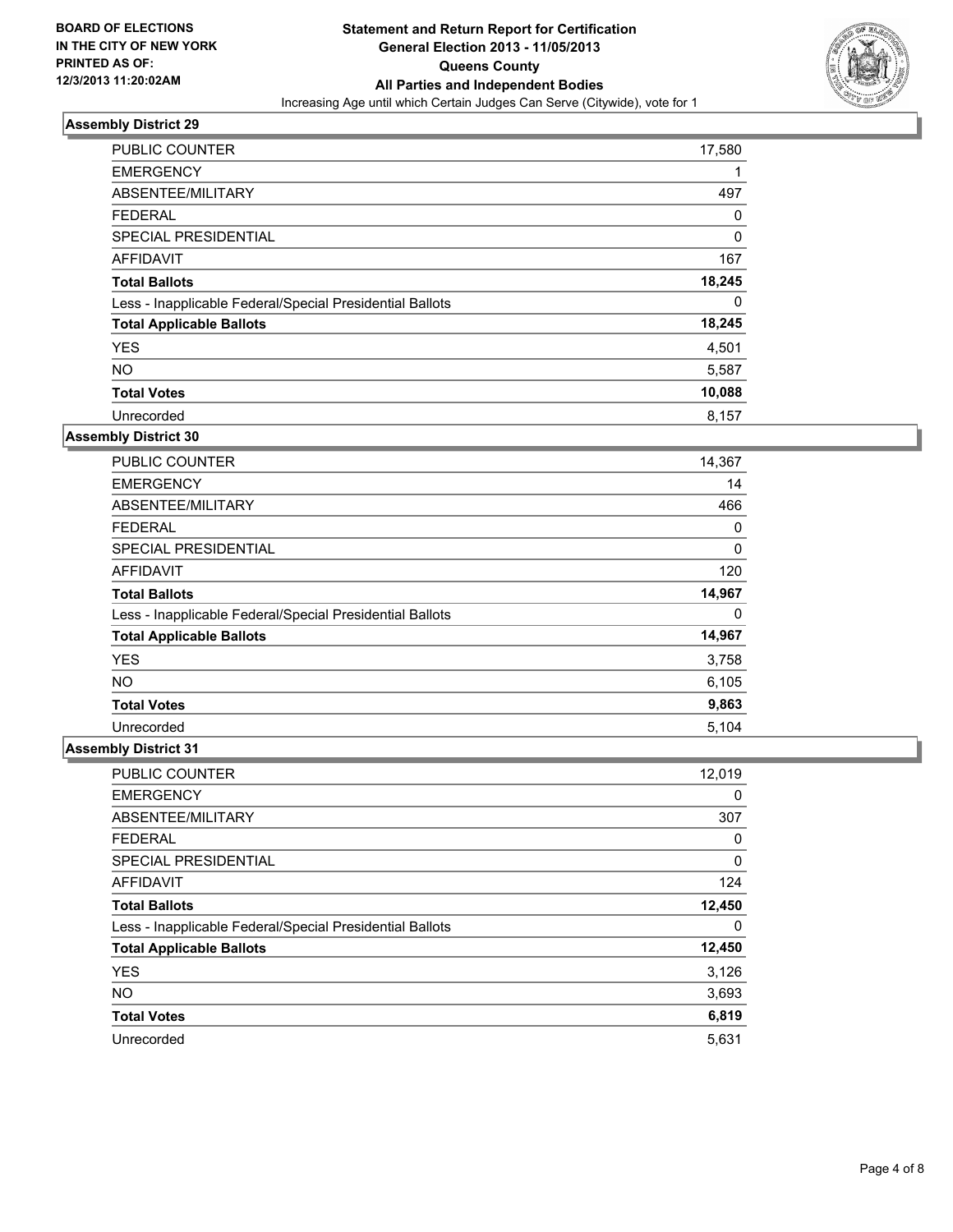BOARD OF ELECTIONS
IN THE CITY OF NEW YORK
PRINTED AS OF:
12/3/2013 11:20:02AM

# Statement and Return Report for Certification
## General Election 2013 - 11/05/2013
## Queens County
## All Parties and Independent Bodies
Increasing Age until which Certain Judges Can Serve (Citywide), vote for 1

### Assembly District 29

| | |
|---|---|
| PUBLIC COUNTER | 17,580 |
| EMERGENCY | 1 |
| ABSENTEE/MILITARY | 497 |
| FEDERAL | 0 |
| SPECIAL PRESIDENTIAL | 0 |
| AFFIDAVIT | 167 |
| **Total Ballots** | **18,245** |
| Less - Inapplicable Federal/Special Presidential Ballots | 0 |
| **Total Applicable Ballots** | **18,245** |
| YES | 4,501 |
| NO | 5,587 |
| **Total Votes** | **10,088** |
| Unrecorded | 8,157 |

### Assembly District 30

| | |
|---|---|
| PUBLIC COUNTER | 14,367 |
| EMERGENCY | 14 |
| ABSENTEE/MILITARY | 466 |
| FEDERAL | 0 |
| SPECIAL PRESIDENTIAL | 0 |
| AFFIDAVIT | 120 |
| **Total Ballots** | **14,967** |
| Less - Inapplicable Federal/Special Presidential Ballots | 0 |
| **Total Applicable Ballots** | **14,967** |
| YES | 3,758 |
| NO | 6,105 |
| **Total Votes** | **9,863** |
| Unrecorded | 5,104 |

### Assembly District 31

| | |
|---|---|
| PUBLIC COUNTER | 12,019 |
| EMERGENCY | 0 |
| ABSENTEE/MILITARY | 307 |
| FEDERAL | 0 |
| SPECIAL PRESIDENTIAL | 0 |
| AFFIDAVIT | 124 |
| **Total Ballots** | **12,450** |
| Less - Inapplicable Federal/Special Presidential Ballots | 0 |
| **Total Applicable Ballots** | **12,450** |
| YES | 3,126 |
| NO | 3,693 |
| **Total Votes** | **6,819** |
| Unrecorded | 5,631 |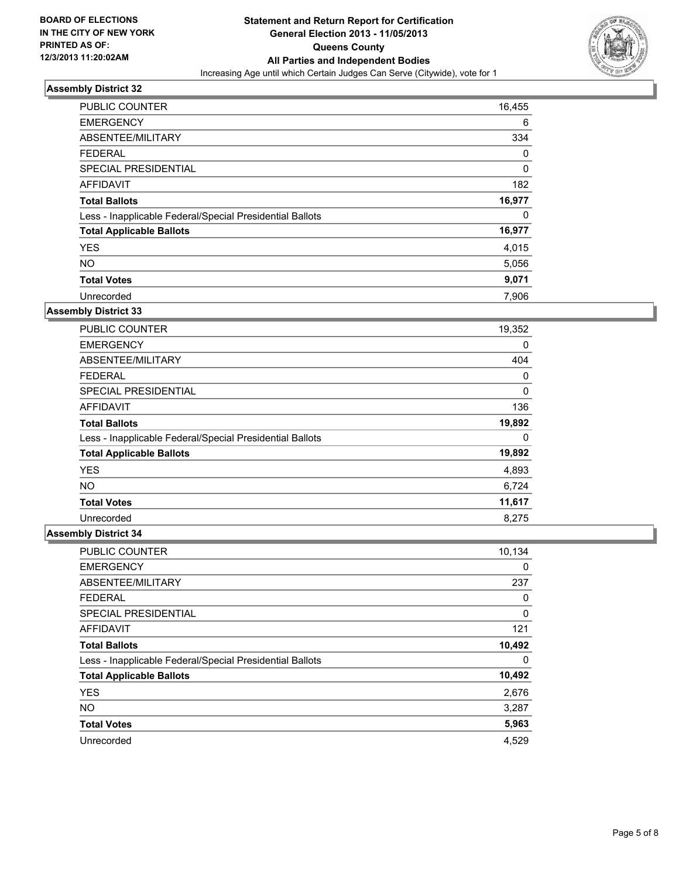**BOARD OF ELECTIONS IN THE CITY OF NEW YORK PRINTED AS OF: 12/3/2013 11:20:02AM**

**Statement and Return Report for Certification**
**General Election 2013 - 11/05/2013**
**Queens County**
**All Parties and Independent Bodies**
Increasing Age until which Certain Judges Can Serve (Citywide), vote for 1

### Assembly District 32

| | |
|---|---|
| PUBLIC COUNTER | 16,455 |
| EMERGENCY | 6 |
| ABSENTEE/MILITARY | 334 |
| FEDERAL | 0 |
| SPECIAL PRESIDENTIAL | 0 |
| AFFIDAVIT | 182 |
| **Total Ballots** | **16,977** |
| Less - Inapplicable Federal/Special Presidential Ballots | 0 |
| **Total Applicable Ballots** | **16,977** |
| YES | 4,015 |
| NO | 5,056 |
| **Total Votes** | **9,071** |
| Unrecorded | 7,906 |

### Assembly District 33

| | |
|---|---|
| PUBLIC COUNTER | 19,352 |
| EMERGENCY | 0 |
| ABSENTEE/MILITARY | 404 |
| FEDERAL | 0 |
| SPECIAL PRESIDENTIAL | 0 |
| AFFIDAVIT | 136 |
| **Total Ballots** | **19,892** |
| Less - Inapplicable Federal/Special Presidential Ballots | 0 |
| **Total Applicable Ballots** | **19,892** |
| YES | 4,893 |
| NO | 6,724 |
| **Total Votes** | **11,617** |
| Unrecorded | 8,275 |

### Assembly District 34

| | |
|---|---|
| PUBLIC COUNTER | 10,134 |
| EMERGENCY | 0 |
| ABSENTEE/MILITARY | 237 |
| FEDERAL | 0 |
| SPECIAL PRESIDENTIAL | 0 |
| AFFIDAVIT | 121 |
| **Total Ballots** | **10,492** |
| Less - Inapplicable Federal/Special Presidential Ballots | 0 |
| **Total Applicable Ballots** | **10,492** |
| YES | 2,676 |
| NO | 3,287 |
| **Total Votes** | **5,963** |
| Unrecorded | 4,529 |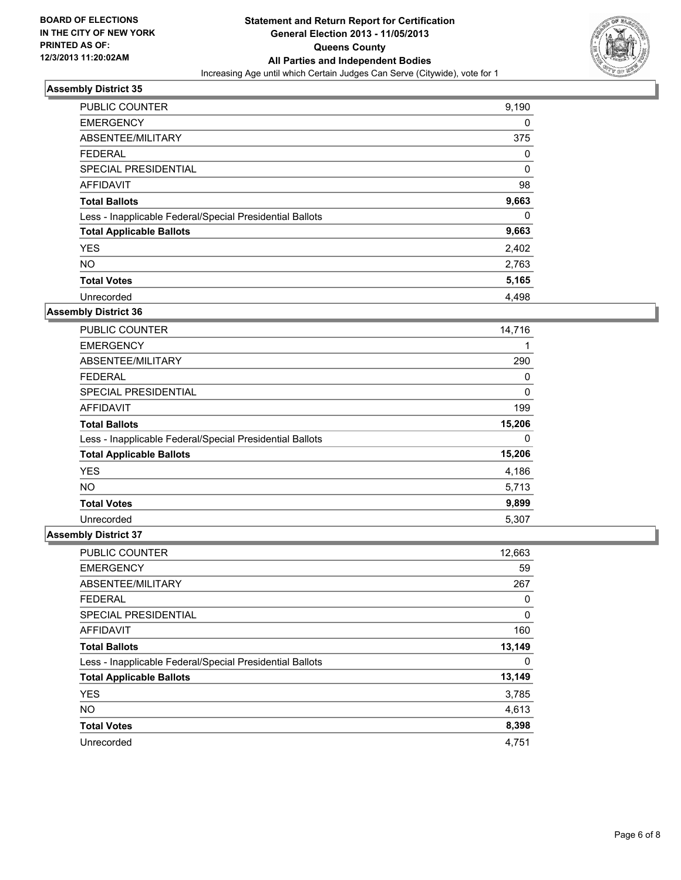BOARD OF ELECTIONS
IN THE CITY OF NEW YORK
PRINTED AS OF:
12/3/2013 11:20:02AM

**Statement and Return Report for Certification**
**General Election 2013 - 11/05/2013**
**Queens County**
**All Parties and Independent Bodies**
Increasing Age until which Certain Judges Can Serve (Citywide), vote for 1

### Assembly District 35

| | |
|---|---|
| PUBLIC COUNTER | 9,190 |
| EMERGENCY | 0 |
| ABSENTEE/MILITARY | 375 |
| FEDERAL | 0 |
| SPECIAL PRESIDENTIAL | 0 |
| AFFIDAVIT | 98 |
| **Total Ballots** | **9,663** |
| Less - Inapplicable Federal/Special Presidential Ballots | 0 |
| **Total Applicable Ballots** | **9,663** |
| YES | 2,402 |
| NO | 2,763 |
| **Total Votes** | **5,165** |
| Unrecorded | 4,498 |

### Assembly District 36

| | |
|---|---|
| PUBLIC COUNTER | 14,716 |
| EMERGENCY | 1 |
| ABSENTEE/MILITARY | 290 |
| FEDERAL | 0 |
| SPECIAL PRESIDENTIAL | 0 |
| AFFIDAVIT | 199 |
| **Total Ballots** | **15,206** |
| Less - Inapplicable Federal/Special Presidential Ballots | 0 |
| **Total Applicable Ballots** | **15,206** |
| YES | 4,186 |
| NO | 5,713 |
| **Total Votes** | **9,899** |
| Unrecorded | 5,307 |

### Assembly District 37

| | |
|---|---|
| PUBLIC COUNTER | 12,663 |
| EMERGENCY | 59 |
| ABSENTEE/MILITARY | 267 |
| FEDERAL | 0 |
| SPECIAL PRESIDENTIAL | 0 |
| AFFIDAVIT | 160 |
| **Total Ballots** | **13,149** |
| Less - Inapplicable Federal/Special Presidential Ballots | 0 |
| **Total Applicable Ballots** | **13,149** |
| YES | 3,785 |
| NO | 4,613 |
| **Total Votes** | **8,398** |
| Unrecorded | 4,751 |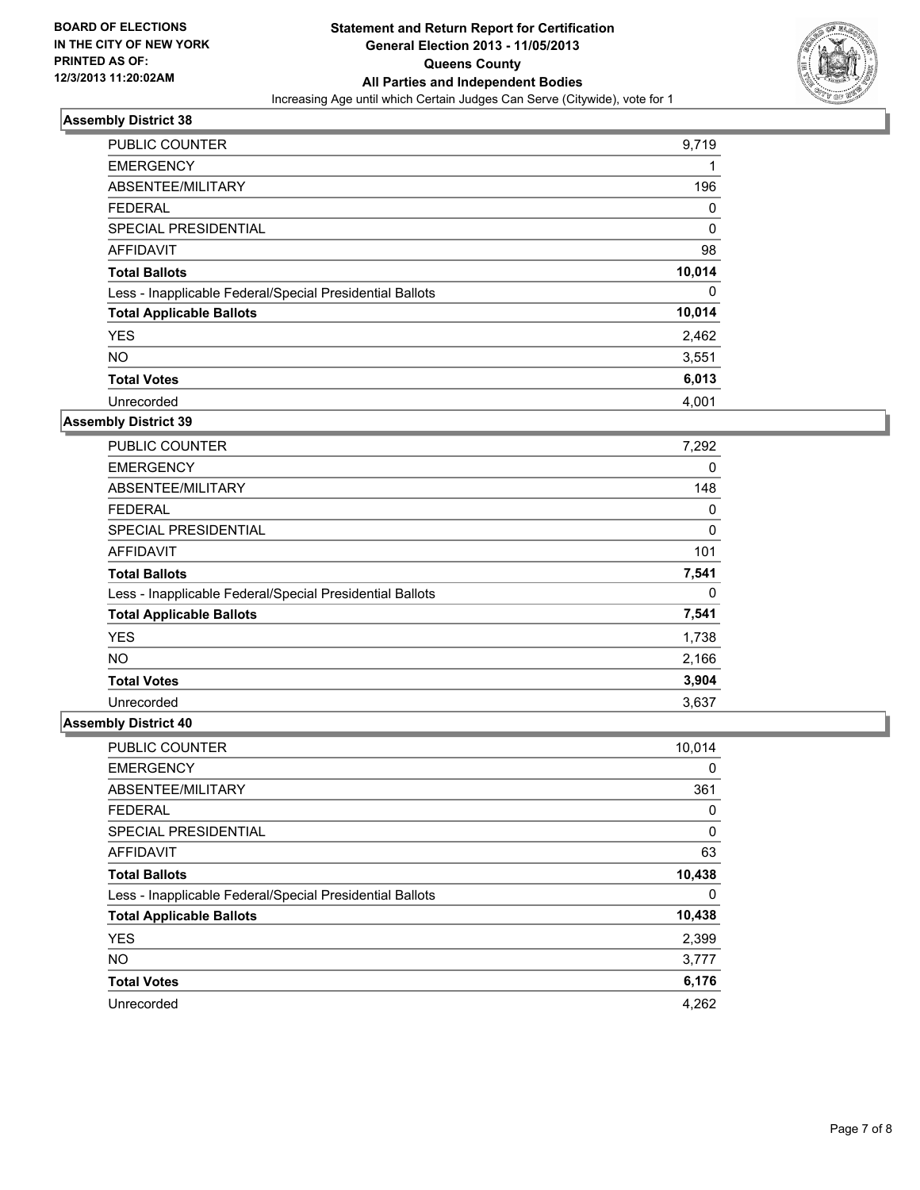BOARD OF ELECTIONS
IN THE CITY OF NEW YORK
PRINTED AS OF:
12/3/2013 11:20:02AM

**Statement and Return Report for Certification**
**General Election 2013 - 11/05/2013**
**Queens County**
**All Parties and Independent Bodies**
Increasing Age until which Certain Judges Can Serve (Citywide), vote for 1

### Assembly District 38

| | |
|---|---|
| PUBLIC COUNTER | 9,719 |
| EMERGENCY | 1 |
| ABSENTEE/MILITARY | 196 |
| FEDERAL | 0 |
| SPECIAL PRESIDENTIAL | 0 |
| AFFIDAVIT | 98 |
| **Total Ballots** | **10,014** |
| Less - Inapplicable Federal/Special Presidential Ballots | 0 |
| **Total Applicable Ballots** | **10,014** |
| YES | 2,462 |
| NO | 3,551 |
| **Total Votes** | **6,013** |
| Unrecorded | 4,001 |

### Assembly District 39

| | |
|---|---|
| PUBLIC COUNTER | 7,292 |
| EMERGENCY | 0 |
| ABSENTEE/MILITARY | 148 |
| FEDERAL | 0 |
| SPECIAL PRESIDENTIAL | 0 |
| AFFIDAVIT | 101 |
| **Total Ballots** | **7,541** |
| Less - Inapplicable Federal/Special Presidential Ballots | 0 |
| **Total Applicable Ballots** | **7,541** |
| YES | 1,738 |
| NO | 2,166 |
| **Total Votes** | **3,904** |
| Unrecorded | 3,637 |

### Assembly District 40

| | |
|---|---|
| PUBLIC COUNTER | 10,014 |
| EMERGENCY | 0 |
| ABSENTEE/MILITARY | 361 |
| FEDERAL | 0 |
| SPECIAL PRESIDENTIAL | 0 |
| AFFIDAVIT | 63 |
| **Total Ballots** | **10,438** |
| Less - Inapplicable Federal/Special Presidential Ballots | 0 |
| **Total Applicable Ballots** | **10,438** |
| YES | 2,399 |
| NO | 3,777 |
| **Total Votes** | **6,176** |
| Unrecorded | 4,262 |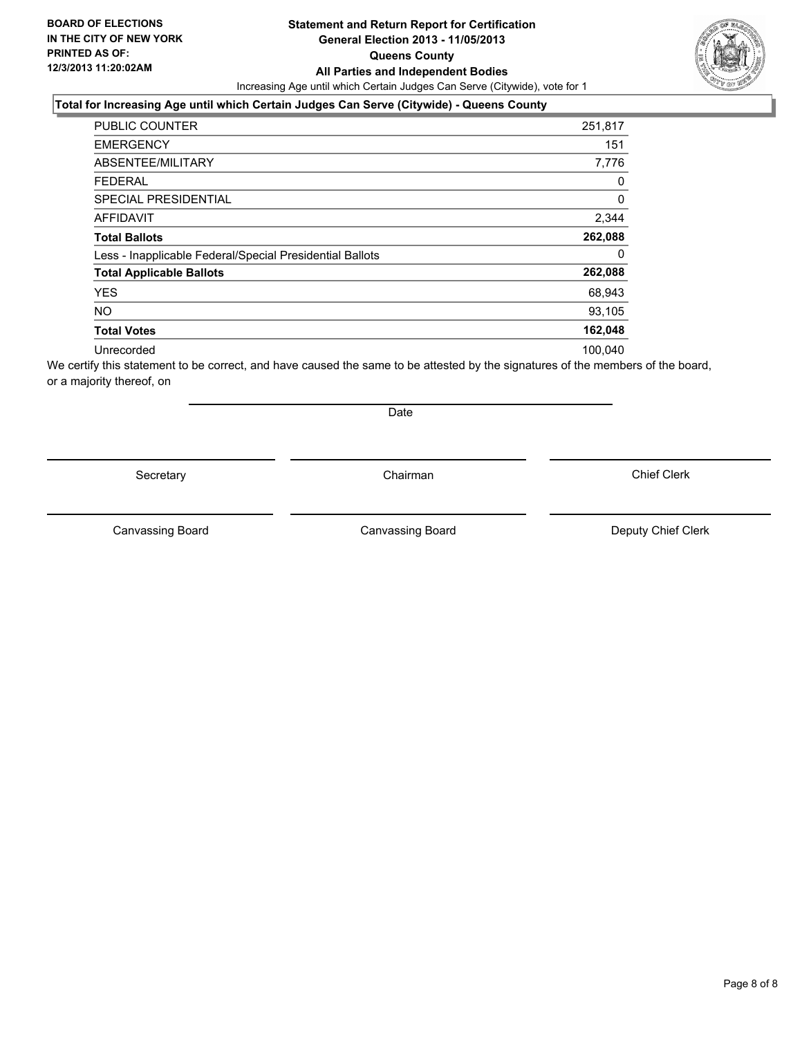**BOARD OF ELECTIONS IN THE CITY OF NEW YORK PRINTED AS OF: 12/3/2013 11:20:02AM**

**Statement and Return Report for Certification**
**General Election 2013 - 11/05/2013**
**Queens County**
**All Parties and Independent Bodies**
Increasing Age until which Certain Judges Can Serve (Citywide), vote for 1

### Total for Increasing Age until which Certain Judges Can Serve (Citywide) - Queens County

| | |
|---|---|
| PUBLIC COUNTER | 251,817 |
| EMERGENCY | 151 |
| ABSENTEE/MILITARY | 7,776 |
| FEDERAL | 0 |
| SPECIAL PRESIDENTIAL | 0 |
| AFFIDAVIT | 2,344 |
| **Total Ballots** | **262,088** |
| Less - Inapplicable Federal/Special Presidential Ballots | 0 |
| **Total Applicable Ballots** | **262,088** |
| YES | 68,943 |
| NO | 93,105 |
| **Total Votes** | **162,048** |
| Unrecorded | 100,040 |

We certify this statement to be correct, and have caused the same to be attested by the signatures of the members of the board, or a majority thereof, on

Date

Secretary

Chairman

Chief Clerk

Canvassing Board

Canvassing Board

Deputy Chief Clerk